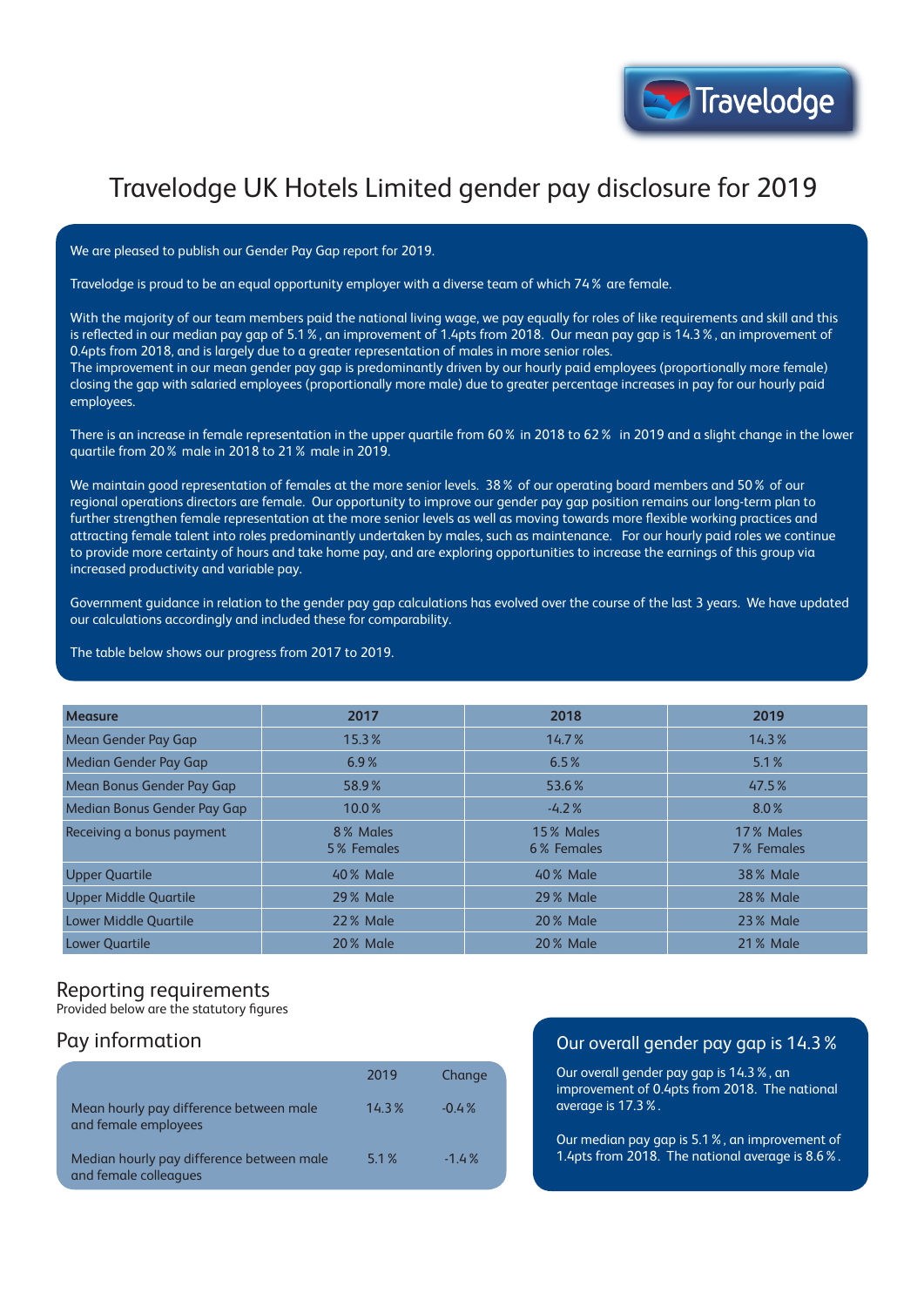# Travelodge UK Hotels Limited gender pay disclosure for 2019

We are pleased to publish our Gender Pay Gap report for 2019.

Travelodge is proud to be an equal opportunity employer with a diverse team of which 74% are female.

With the majority of our team members paid the national living wage, we pay equally for roles of like requirements and skill and this is reflected in our median pay gap of 5.1%, an improvement of 1.4pts from 2018. Our mean pay gap is 14.3%, an improvement of 0.4pts from 2018, and is largely due to a greater representation of males in more senior roles.
The improvement in our mean gender pay gap is predominantly driven by our hourly paid employees (proportionally more female) closing the gap with salaried employees (proportionally more male) due to greater percentage increases in pay for our hourly paid employees.

There is an increase in female representation in the upper quartile from 60% in 2018 to 62% in 2019 and a slight change in the lower quartile from 20% male in 2018 to 21% male in 2019.

We maintain good representation of females at the more senior levels. 38% of our operating board members and 50% of our regional operations directors are female. Our opportunity to improve our gender pay gap position remains our long-term plan to further strengthen female representation at the more senior levels as well as moving towards more flexible working practices and attracting female talent into roles predominantly undertaken by males, such as maintenance. For our hourly paid roles we continue to provide more certainty of hours and take home pay, and are exploring opportunities to increase the earnings of this group via increased productivity and variable pay.

Government guidance in relation to the gender pay gap calculations has evolved over the course of the last 3 years. We have updated our calculations accordingly and included these for comparability.

The table below shows our progress from 2017 to 2019.

| Measure | 2017 | 2018 | 2019 |
|---|---|---|---|
| Mean Gender Pay Gap | 15.3% | 14.7% | 14.3% |
| Median Gender Pay Gap | 6.9% | 6.5% | 5.1% |
| Mean Bonus Gender Pay Gap | 58.9% | 53.6% | 47.5% |
| Median Bonus Gender Pay Gap | 10.0% | -4.2% | 8.0% |
| Receiving a bonus payment | 8% Males<br>5% Females | 15% Males<br>6% Females | 17% Males<br>7% Females |
| Upper Quartile | 40% Male | 40% Male | 38% Male |
| Upper Middle Quartile | 29% Male | 29% Male | 28% Male |
| Lower Middle Quartile | 22% Male | 20% Male | 23% Male |
| Lower Quartile | 20% Male | 20% Male | 21% Male |

## Reporting requirements

Provided below are the statutory figures

## Pay information

| | 2019 | Change |
|---|---|---|
| Mean hourly pay difference between male and female employees | 14.3% | -0.4% |
| Median hourly pay difference between male and female colleagues | 5.1% | -1.4% |

## Our overall gender pay gap is 14.3%

Our overall gender pay gap is 14.3%, an improvement of 0.4pts from 2018. The national average is 17.3%.

Our median pay gap is 5.1%, an improvement of 1.4pts from 2018. The national average is 8.6%.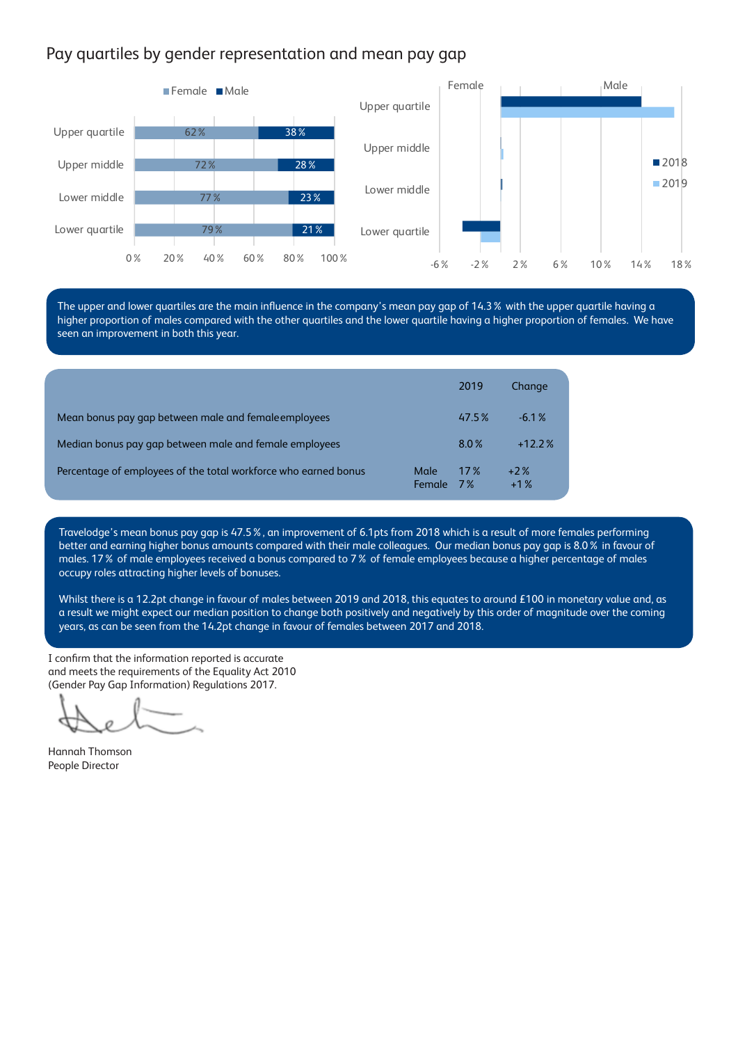## Pay quartiles by gender representation and mean pay gap

Female Male

Upper quartile 62 % 38 %

Upper middle 72 % 28 %

Lower middle 77 % 23 %

Lower quartile 79 % 21 %

0 % 20 % 40 % 60 % 80 % 100 %

Female Male

Upper quartile

Upper middle

Lower middle

Lower quartile

2018

2019

-6 % -2 % 2 % 6 % 10 % 14 % 18 %

The upper and lower quartiles are the main influence in the company's mean pay gap of 14.3 % with the upper quartile having a higher proportion of males compared with the other quartiles and the lower quartile having a higher proportion of females. We have seen an improvement in both this year.

| | | 2019 | Change |
|---|---|---|---|
| Mean bonus pay gap between male and female employees | | 47.5 % | -6.1 % |
| Median bonus pay gap between male and female employees | | 8.0 % | +12.2 % |
| Percentage of employees of the total workforce who earned bonus | Male | 17 % | +2 % |
| | Female | 7 % | +1 % |

Travelodge's mean bonus pay gap is 47.5 %, an improvement of 6.1pts from 2018 which is a result of more females performing better and earning higher bonus amounts compared with their male colleagues. Our median bonus pay gap is 8.0 % in favour of males. 17 % of male employees received a bonus compared to 7 % of female employees because a higher percentage of males occupy roles attracting higher levels of bonuses.

Whilst there is a 12.2pt change in favour of males between 2019 and 2018, this equates to around £100 in monetary value and, as a result we might expect our median position to change both positively and negatively by this order of magnitude over the coming years, as can be seen from the 14.2pt change in favour of females between 2017 and 2018.

I confirm that the information reported is accurate and meets the requirements of the Equality Act 2010 (Gender Pay Gap Information) Regulations 2017.

Hannah Thomson
People Director